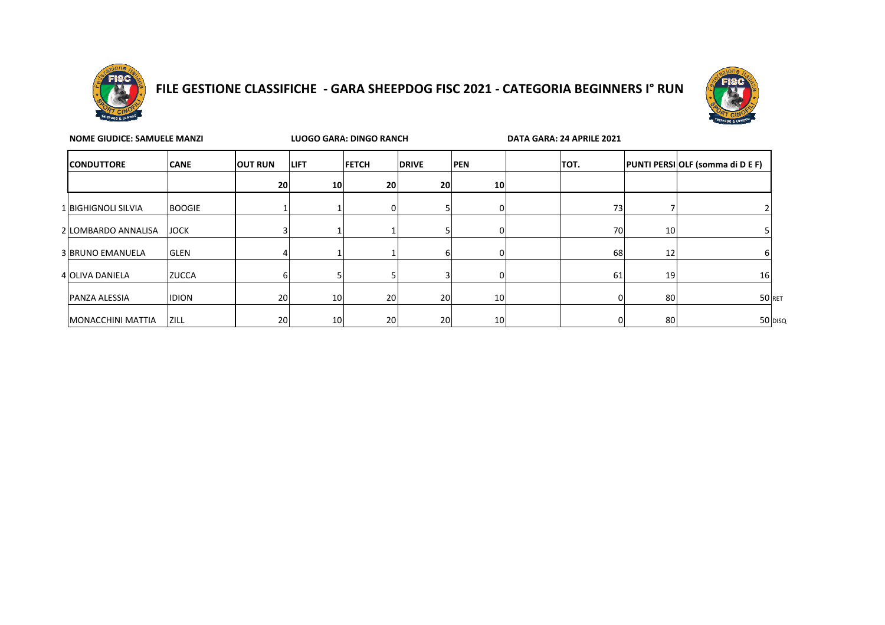# FILE GESTIONE CLASSIFICHE - GARA SHEEPDOG FISC 2021 - CATEGORIA BEGINNERS I° RUN

**NOME GIUDICE: SAMUELE MANZI** **LUOGO GARA: DINGO RANCH** **DATA GARA: 24 APRILE 2021**

| | CONDUTTORE | CANE | OUT RUN | LIFT | FETCH | DRIVE | PEN | | TOT. | PUNTI PERSI | OLF (somma di D E F) | |
|---|---|---|---|---|---|---|---|---|---|---|---|---|
| | | | 20 | 10 | 20 | 20 | 10 | | | | | |
| 1 | BIGHIGNOLI SILVIA | BOOGIE | 1 | 1 | 0 | 5 | 0 | | 73 | 7 | 2 | |
| 2 | LOMBARDO ANNALISA | JOCK | 3 | 1 | 1 | 5 | 0 | | 70 | 10 | 5 | |
| 3 | BRUNO EMANUELA | GLEN | 4 | 1 | 1 | 6 | 0 | | 68 | 12 | 6 | |
| 4 | OLIVA DANIELA | ZUCCA | 6 | 5 | 5 | 3 | 0 | | 61 | 19 | 16 | |
| | PANZA ALESSIA | IDION | 20 | 10 | 20 | 20 | 10 | | 0 | 80 | 50 | RET |
| | MONACCHINI MATTIA | ZILL | 20 | 10 | 20 | 20 | 10 | | 0 | 80 | 50 | DISQ |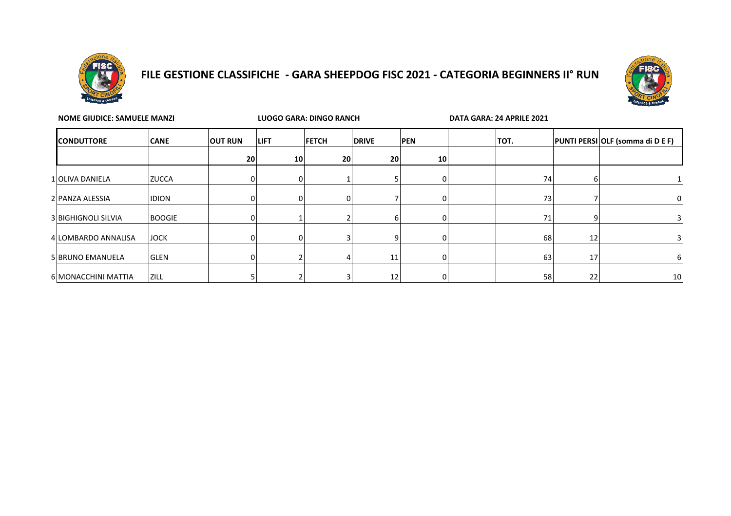# FILE GESTIONE CLASSIFICHE - GARA SHEEPDOG FISC 2021 - CATEGORIA BEGINNERS II° RUN

**NOME GIUDICE: SAMUELE MANZI** **LUOGO GARA: DINGO RANCH** **DATA GARA: 24 APRILE 2021**

| | CONDUTTORE | CANE | OUT RUN | LIFT | FETCH | DRIVE | PEN | | TOT. | PUNTI PERSI | OLF (somma di D E F) |
|---|---|---|---|---|---|---|---|---|---|---|---|
| | | | 20 | 10 | 20 | 20 | 10 | | | | |
| 1 | OLIVA DANIELA | ZUCCA | 0 | 0 | 1 | 5 | 0 | | 74 | 6 | 1 |
| 2 | PANZA ALESSIA | IDION | 0 | 0 | 0 | 7 | 0 | | 73 | 7 | 0 |
| 3 | BIGHIGNOLI SILVIA | BOOGIE | 0 | 1 | 2 | 6 | 0 | | 71 | 9 | 3 |
| 4 | LOMBARDO ANNALISA | JOCK | 0 | 0 | 3 | 9 | 0 | | 68 | 12 | 3 |
| 5 | BRUNO EMANUELA | GLEN | 0 | 2 | 4 | 11 | 0 | | 63 | 17 | 6 |
| 6 | MONACCHINI MATTIA | ZILL | 5 | 2 | 3 | 12 | 0 | | 58 | 22 | 10 |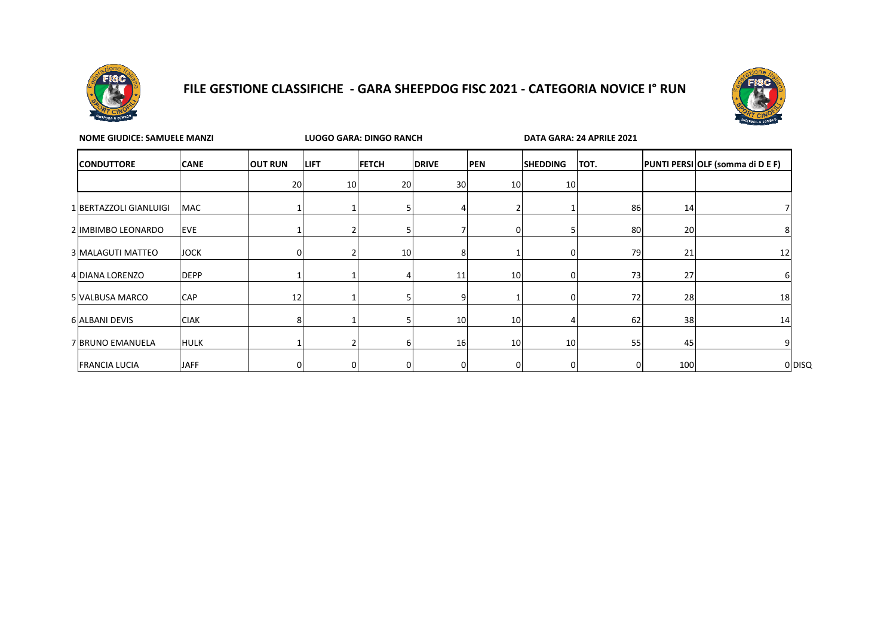# FILE GESTIONE CLASSIFICHE - GARA SHEEPDOG FISC 2021 - CATEGORIA NOVICE I° RUN

**NOME GIUDICE: SAMUELE MANZI** **LUOGO GARA: DINGO RANCH** **DATA GARA: 24 APRILE 2021**

| | CONDUTTORE | CANE | OUT RUN | LIFT | FETCH | DRIVE | PEN | SHEDDING | TOT. | PUNTI PERSI | OLF (somma di D E F) | |
|---|---|---|---|---|---|---|---|---|---|---|---|---|
| | | | 20 | 10 | 20 | 30 | 10 | 10 | | | | |
| 1 | BERTAZZOLI GIANLUIGI | MAC | 1 | 1 | 5 | 4 | 2 | 1 | 86 | 14 | 7 | |
| 2 | IMBIMBO LEONARDO | EVE | 1 | 2 | 5 | 7 | 0 | 5 | 80 | 20 | 8 | |
| 3 | MALAGUTI MATTEO | JOCK | 0 | 2 | 10 | 8 | 1 | 0 | 79 | 21 | 12 | |
| 4 | DIANA LORENZO | DEPP | 1 | 1 | 4 | 11 | 10 | 0 | 73 | 27 | 6 | |
| 5 | VALBUSA MARCO | CAP | 12 | 1 | 5 | 9 | 1 | 0 | 72 | 28 | 18 | |
| 6 | ALBANI DEVIS | CIAK | 8 | 1 | 5 | 10 | 10 | 4 | 62 | 38 | 14 | |
| 7 | BRUNO EMANUELA | HULK | 1 | 2 | 6 | 16 | 10 | 10 | 55 | 45 | 9 | |
| | FRANCIA LUCIA | JAFF | 0 | 0 | 0 | 0 | 0 | 0 | 0 | 100 | 0 | DISQ |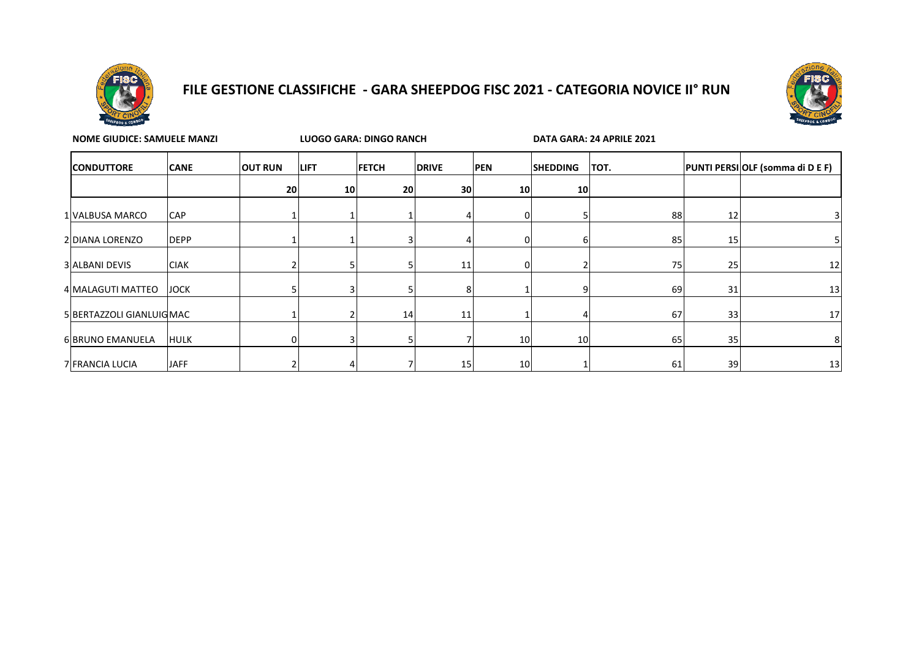# FILE GESTIONE CLASSIFICHE - GARA SHEEPDOG FISC 2021 - CATEGORIA NOVICE II° RUN

**NOME GIUDICE: SAMUELE MANZI** **LUOGO GARA: DINGO RANCH** **DATA GARA: 24 APRILE 2021**

| | CONDUTTORE | CANE | OUT RUN | LIFT | FETCH | DRIVE | PEN | SHEDDING | TOT. | PUNTI PERSI | OLF (somma di D E F) |
|---|---|---|---|---|---|---|---|---|---|---|---|
| | | | 20 | 10 | 20 | 30 | 10 | 10 | | | |
| 1 | VALBUSA MARCO | CAP | 1 | 1 | 1 | 4 | 0 | 5 | 88 | 12 | 3 |
| 2 | DIANA LORENZO | DEPP | 1 | 1 | 3 | 4 | 0 | 6 | 85 | 15 | 5 |
| 3 | ALBANI DEVIS | CIAK | 2 | 5 | 5 | 11 | 0 | 2 | 75 | 25 | 12 |
| 4 | MALAGUTI MATTEO | JOCK | 5 | 3 | 5 | 8 | 1 | 9 | 69 | 31 | 13 |
| 5 | BERTAZZOLI GIANLUIG | MAC | 1 | 2 | 14 | 11 | 1 | 4 | 67 | 33 | 17 |
| 6 | BRUNO EMANUELA | HULK | 0 | 3 | 5 | 7 | 10 | 10 | 65 | 35 | 8 |
| 7 | FRANCIA LUCIA | JAFF | 2 | 4 | 7 | 15 | 10 | 1 | 61 | 39 | 13 |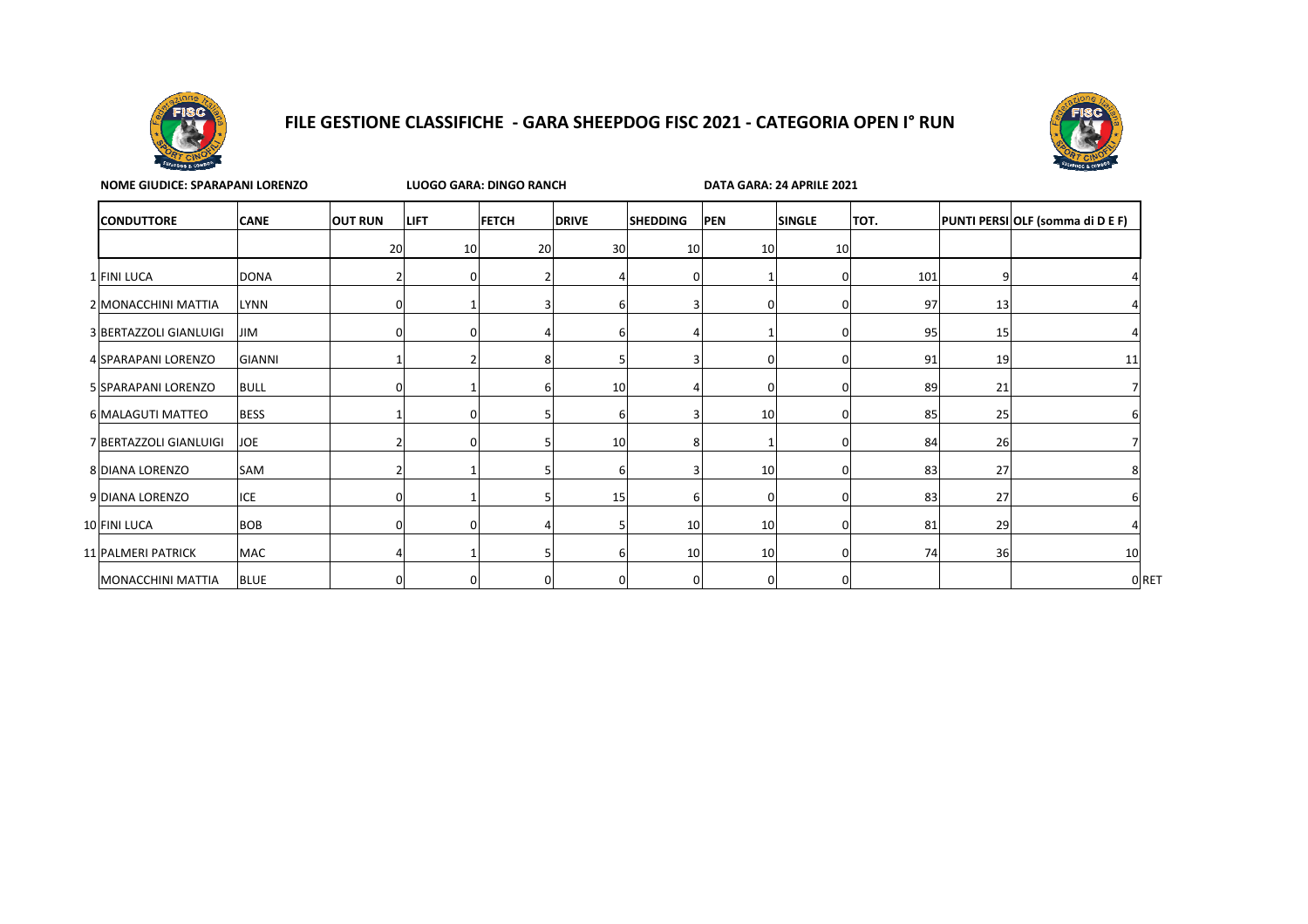# FILE GESTIONE CLASSIFICHE - GARA SHEEPDOG FISC 2021 - CATEGORIA OPEN I° RUN

**NOME GIUDICE: SPARAPANI LORENZO** | **LUOGO GARA: DINGO RANCH** | **DATA GARA: 24 APRILE 2021**

| | CONDUTTORE | CANE | OUT RUN | LIFT | FETCH | DRIVE | SHEDDING | PEN | SINGLE | TOT. | PUNTI PERSI | OLF (somma di D E F) | |
|---|---|---|---|---|---|---|---|---|---|---|---|---|---|
| | | | 20 | 10 | 20 | 30 | 10 | 10 | 10 | | | | |
| 1 | FINI LUCA | DONA | 2 | 0 | 2 | 4 | 0 | 1 | 0 | 101 | 9 | 4 | |
| 2 | MONACCHINI MATTIA | LYNN | 0 | 1 | 3 | 6 | 3 | 0 | 0 | 97 | 13 | 4 | |
| 3 | BERTAZZOLI GIANLUIGI | JIM | 0 | 0 | 4 | 6 | 4 | 1 | 0 | 95 | 15 | 4 | |
| 4 | SPARAPANI LORENZO | GIANNI | 1 | 2 | 8 | 5 | 3 | 0 | 0 | 91 | 19 | 11 | |
| 5 | SPARAPANI LORENZO | BULL | 0 | 1 | 6 | 10 | 4 | 0 | 0 | 89 | 21 | 7 | |
| 6 | MALAGUTI MATTEO | BESS | 1 | 0 | 5 | 6 | 3 | 10 | 0 | 85 | 25 | 6 | |
| 7 | BERTAZZOLI GIANLUIGI | JOE | 2 | 0 | 5 | 10 | 8 | 1 | 0 | 84 | 26 | 7 | |
| 8 | DIANA LORENZO | SAM | 2 | 1 | 5 | 6 | 3 | 10 | 0 | 83 | 27 | 8 | |
| 9 | DIANA LORENZO | ICE | 0 | 1 | 5 | 15 | 6 | 0 | 0 | 83 | 27 | 6 | |
| 10 | FINI LUCA | BOB | 0 | 0 | 4 | 5 | 10 | 10 | 0 | 81 | 29 | 4 | |
| 11 | PALMERI PATRICK | MAC | 4 | 1 | 5 | 6 | 10 | 10 | 0 | 74 | 36 | 10 | |
| | MONACCHINI MATTIA | BLUE | 0 | 0 | 0 | 0 | 0 | 0 | 0 | | | 0 | RET |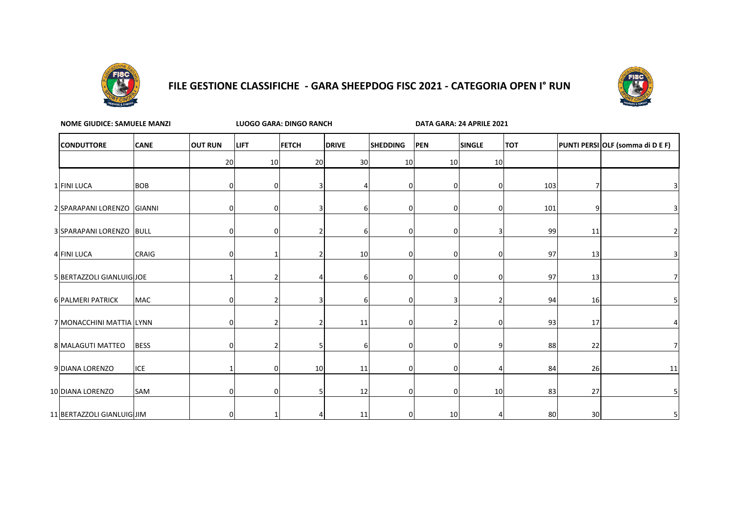# FILE GESTIONE CLASSIFICHE - GARA SHEEPDOG FISC 2021 - CATEGORIA OPEN I° RUN

**NOME GIUDICE: SAMUELE MANZI** **LUOGO GARA: DINGO RANCH** **DATA GARA: 24 APRILE 2021**

| | CONDUTTORE | CANE | OUT RUN | LIFT | FETCH | DRIVE | SHEDDING | PEN | SINGLE | TOT | PUNTI PERSI | OLF (somma di D E F) |
|---|---|---|---|---|---|---|---|---|---|---|---|---|
| | | | 20 | 10 | 20 | 30 | 10 | 10 | 10 | | | |
| 1 | FINI LUCA | BOB | 0 | 0 | 3 | 4 | 0 | 0 | 0 | 103 | 7 | 3 |
| 2 | SPARAPANI LORENZO | GIANNI | 0 | 0 | 3 | 6 | 0 | 0 | 0 | 101 | 9 | 3 |
| 3 | SPARAPANI LORENZO | BULL | 0 | 0 | 2 | 6 | 0 | 0 | 3 | 99 | 11 | 2 |
| 4 | FINI LUCA | CRAIG | 0 | 1 | 2 | 10 | 0 | 0 | 0 | 97 | 13 | 3 |
| 5 | BERTAZZOLI GIANLUIG | JOE | 1 | 2 | 4 | 6 | 0 | 0 | 0 | 97 | 13 | 7 |
| 6 | PALMERI PATRICK | MAC | 0 | 2 | 3 | 6 | 0 | 3 | 2 | 94 | 16 | 5 |
| 7 | MONACCHINI MATTIA | LYNN | 0 | 2 | 2 | 11 | 0 | 2 | 0 | 93 | 17 | 4 |
| 8 | MALAGUTI MATTEO | BESS | 0 | 2 | 5 | 6 | 0 | 0 | 9 | 88 | 22 | 7 |
| 9 | DIANA LORENZO | ICE | 1 | 0 | 10 | 11 | 0 | 0 | 4 | 84 | 26 | 11 |
| 10 | DIANA LORENZO | SAM | 0 | 0 | 5 | 12 | 0 | 0 | 10 | 83 | 27 | 5 |
| 11 | BERTAZZOLI GIANLUIG | JIM | 0 | 1 | 4 | 11 | 0 | 10 | 4 | 80 | 30 | 5 |